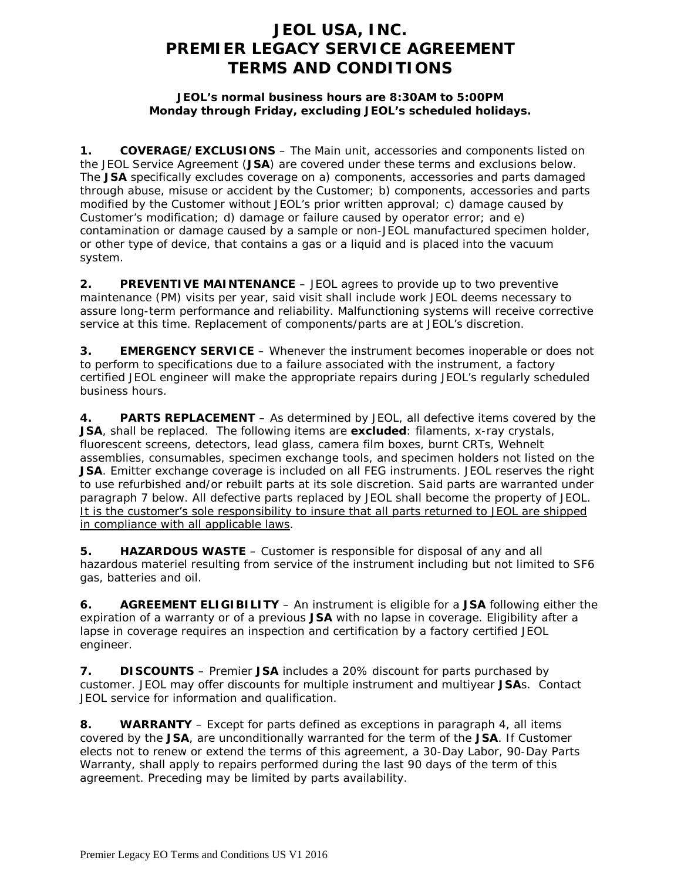# JEOL USA, INC.
# PREMIER LEGACY SERVICE AGREEMENT
# TERMS AND CONDITIONS

**JEOL's normal business hours are 8:30AM to 5:00PM**
**Monday through Friday, excluding JEOL's scheduled holidays.**

**1. COVERAGE/EXCLUSIONS** – The Main unit, accessories and components listed on the JEOL Service Agreement (**JSA**) are covered under these terms and exclusions below. The **JSA** specifically excludes coverage on a) components, accessories and parts damaged through abuse, misuse or accident by the Customer; b) components, accessories and parts modified by the Customer without JEOL's prior written approval; c) damage caused by Customer's modification; d) damage or failure caused by operator error; and e) contamination or damage caused by a sample or non-JEOL manufactured specimen holder, or other type of device, that contains a gas or a liquid and is placed into the vacuum system.

**2. PREVENTIVE MAINTENANCE** – JEOL agrees to provide up to two preventive maintenance (PM) visits per year, said visit shall include work JEOL deems necessary to assure long-term performance and reliability. Malfunctioning systems will receive corrective service at this time. Replacement of components/parts are at JEOL's discretion.

**3. EMERGENCY SERVICE** – Whenever the instrument becomes inoperable or does not to perform to specifications due to a failure associated with the instrument, a factory certified JEOL engineer will make the appropriate repairs during JEOL's regularly scheduled business hours.

**4. PARTS REPLACEMENT** – As determined by JEOL, all defective items covered by the **JSA**, shall be replaced. The following items are **excluded**: filaments, x-ray crystals, fluorescent screens, detectors, lead glass, camera film boxes, burnt CRTs, Wehnelt assemblies, consumables, specimen exchange tools, and specimen holders not listed on the **JSA**. Emitter exchange coverage is included on all FEG instruments. JEOL reserves the right to use refurbished and/or rebuilt parts at its sole discretion. Said parts are warranted under paragraph 7 below. All defective parts replaced by JEOL shall become the property of JEOL. <u>It is the customer's sole responsibility to insure that all parts returned to JEOL are shipped in compliance with all applicable laws</u>.

**5. HAZARDOUS WASTE** – Customer is responsible for disposal of any and all hazardous materiel resulting from service of the instrument including but not limited to SF6 gas, batteries and oil.

**6. AGREEMENT ELIGIBILITY** – An instrument is eligible for a **JSA** following either the expiration of a warranty or of a previous **JSA** with no lapse in coverage. Eligibility after a lapse in coverage requires an inspection and certification by a factory certified JEOL engineer.

**7. DISCOUNTS** – Premier **JSA** includes a 20% discount for parts purchased by customer. JEOL may offer discounts for multiple instrument and multiyear **JSA**s. Contact JEOL service for information and qualification.

**8. WARRANTY** – Except for parts defined as exceptions in paragraph 4, all items covered by the **JSA**, are unconditionally warranted for the term of the **JSA**. If Customer elects not to renew or extend the terms of this agreement, a 30-Day Labor, 90-Day Parts Warranty, shall apply to repairs performed during the last 90 days of the term of this agreement. Preceding may be limited by parts availability.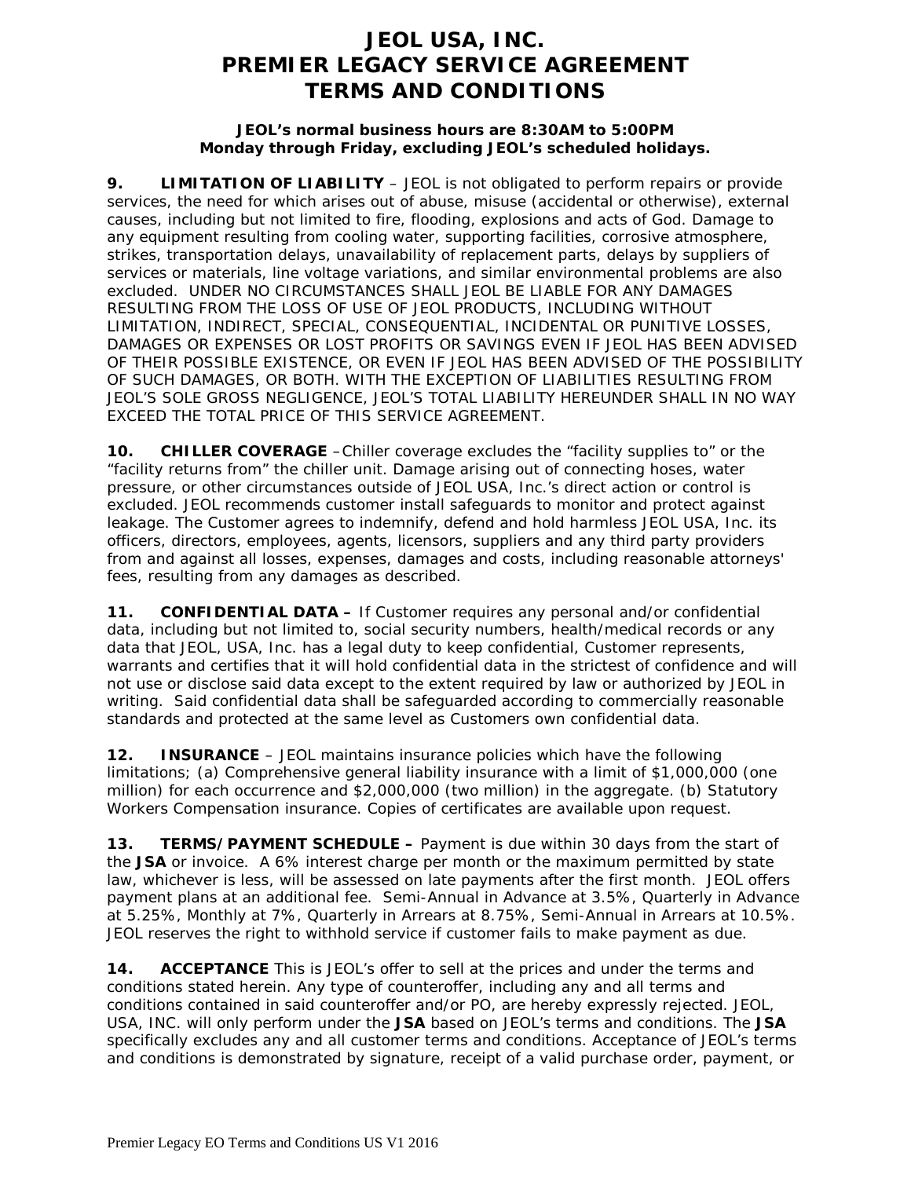# JEOL USA, INC.
# PREMIER LEGACY SERVICE AGREEMENT
# TERMS AND CONDITIONS

**JEOL's normal business hours are 8:30AM to 5:00PM**
**Monday through Friday, excluding JEOL's scheduled holidays.**

**9. LIMITATION OF LIABILITY** – JEOL is not obligated to perform repairs or provide services, the need for which arises out of abuse, misuse (accidental or otherwise), external causes, including but not limited to fire, flooding, explosions and acts of God. Damage to any equipment resulting from cooling water, supporting facilities, corrosive atmosphere, strikes, transportation delays, unavailability of replacement parts, delays by suppliers of services or materials, line voltage variations, and similar environmental problems are also excluded. UNDER NO CIRCUMSTANCES SHALL JEOL BE LIABLE FOR ANY DAMAGES RESULTING FROM THE LOSS OF USE OF JEOL PRODUCTS, INCLUDING WITHOUT LIMITATION, INDIRECT, SPECIAL, CONSEQUENTIAL, INCIDENTAL OR PUNITIVE LOSSES, DAMAGES OR EXPENSES OR LOST PROFITS OR SAVINGS EVEN IF JEOL HAS BEEN ADVISED OF THEIR POSSIBLE EXISTENCE, OR EVEN IF JEOL HAS BEEN ADVISED OF THE POSSIBILITY OF SUCH DAMAGES, OR BOTH. WITH THE EXCEPTION OF LIABILITIES RESULTING FROM JEOL'S SOLE GROSS NEGLIGENCE, JEOL'S TOTAL LIABILITY HEREUNDER SHALL IN NO WAY EXCEED THE TOTAL PRICE OF THIS SERVICE AGREEMENT.

**10. CHILLER COVERAGE** –Chiller coverage excludes the "facility supplies to" or the "facility returns from" the chiller unit. Damage arising out of connecting hoses, water pressure, or other circumstances outside of JEOL USA, Inc.'s direct action or control is excluded. JEOL recommends customer install safeguards to monitor and protect against leakage. The Customer agrees to indemnify, defend and hold harmless JEOL USA, Inc. its officers, directors, employees, agents, licensors, suppliers and any third party providers from and against all losses, expenses, damages and costs, including reasonable attorneys' fees, resulting from any damages as described.

**11. CONFIDENTIAL DATA –** If Customer requires any personal and/or confidential data, including but not limited to, social security numbers, health/medical records or any data that JEOL, USA, Inc. has a legal duty to keep confidential, Customer represents, warrants and certifies that it will hold confidential data in the strictest of confidence and will not use or disclose said data except to the extent required by law or authorized by JEOL in writing. Said confidential data shall be safeguarded according to commercially reasonable standards and protected at the same level as Customers own confidential data.

**12. INSURANCE** – JEOL maintains insurance policies which have the following limitations; (a) Comprehensive general liability insurance with a limit of $1,000,000 (one million) for each occurrence and $2,000,000 (two million) in the aggregate. (b) Statutory Workers Compensation insurance. Copies of certificates are available upon request.

**13. TERMS/PAYMENT SCHEDULE –** Payment is due within 30 days from the start of the **JSA** or invoice. A 6% interest charge per month or the maximum permitted by state law, whichever is less, will be assessed on late payments after the first month. JEOL offers payment plans at an additional fee. Semi-Annual in Advance at 3.5%, Quarterly in Advance at 5.25%, Monthly at 7%, Quarterly in Arrears at 8.75%, Semi-Annual in Arrears at 10.5%. JEOL reserves the right to withhold service if customer fails to make payment as due.

**14. ACCEPTANCE** This is JEOL's offer to sell at the prices and under the terms and conditions stated herein. Any type of counteroffer, including any and all terms and conditions contained in said counteroffer and/or PO, are hereby expressly rejected. JEOL, USA, INC. will only perform under the **JSA** based on JEOL's terms and conditions. The **JSA** specifically excludes any and all customer terms and conditions. Acceptance of JEOL's terms and conditions is demonstrated by signature, receipt of a valid purchase order, payment, or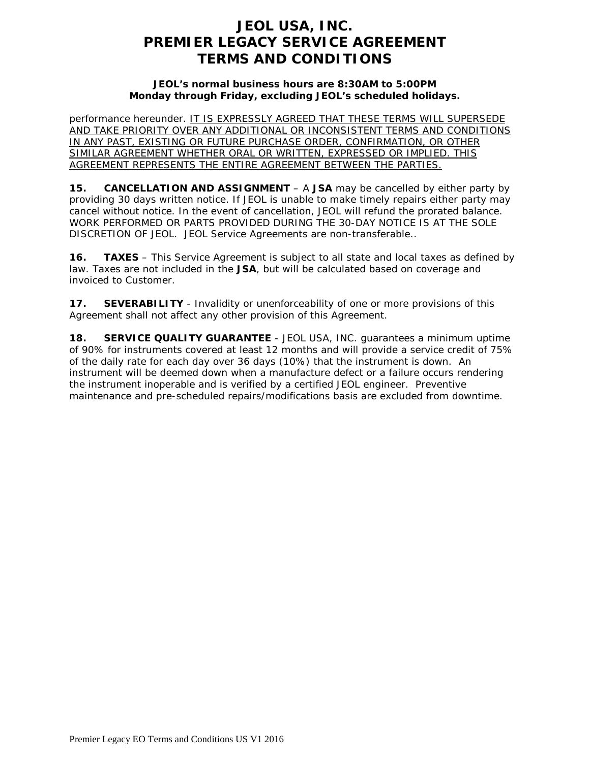performance hereunder. <u>IT IS EXPRESSLY AGREED THAT THESE TERMS WILL SUPERSEDE AND TAKE PRIORITY OVER ANY ADDITIONAL OR INCONSISTENT TERMS AND CONDITIONS IN ANY PAST, EXISTING OR FUTURE PURCHASE ORDER, CONFIRMATION, OR OTHER SIMILAR AGREEMENT WHETHER ORAL OR WRITTEN, EXPRESSED OR IMPLIED. THIS AGREEMENT REPRESENTS THE ENTIRE AGREEMENT BETWEEN THE PARTIES.</u>

**15. CANCELLATION AND ASSIGNMENT** – A **JSA** may be cancelled by either party by providing 30 days written notice. If JEOL is unable to make timely repairs either party may cancel without notice. In the event of cancellation, JEOL will refund the prorated balance. WORK PERFORMED OR PARTS PROVIDED DURING THE 30-DAY NOTICE IS AT THE SOLE DISCRETION OF JEOL. JEOL Service Agreements are non-transferable..

**16. TAXES** – This Service Agreement is subject to all state and local taxes as defined by law. Taxes are not included in the **JSA**, but will be calculated based on coverage and invoiced to Customer.

**17. SEVERABILITY** - Invalidity or unenforceability of one or more provisions of this Agreement shall not affect any other provision of this Agreement.

**18. SERVICE QUALITY GUARANTEE** - JEOL USA, INC. guarantees a minimum uptime of 90% for instruments covered at least 12 months and will provide a service credit of 75% of the daily rate for each day over 36 days (10%) that the instrument is down. An instrument will be deemed down when a manufacture defect or a failure occurs rendering the instrument inoperable and is verified by a certified JEOL engineer. Preventive maintenance and pre-scheduled repairs/modifications basis are excluded from downtime.